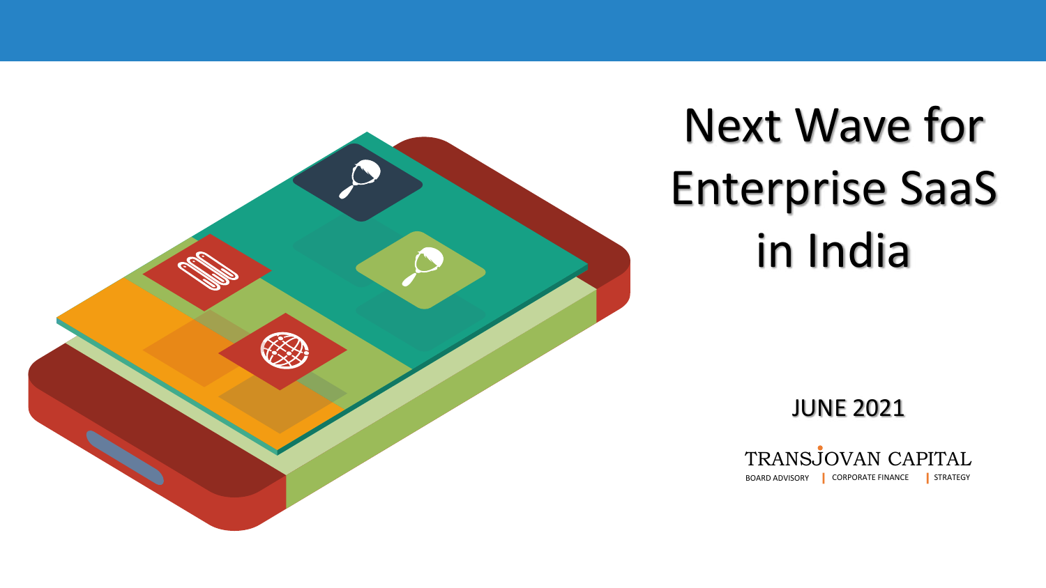# Next Wave for Enterprise SaaS in India

JUNE 2021

TRANSJOVAN CAPITAL

BOARD ADVISORY | CORPORATE FINANCE | STRATEGY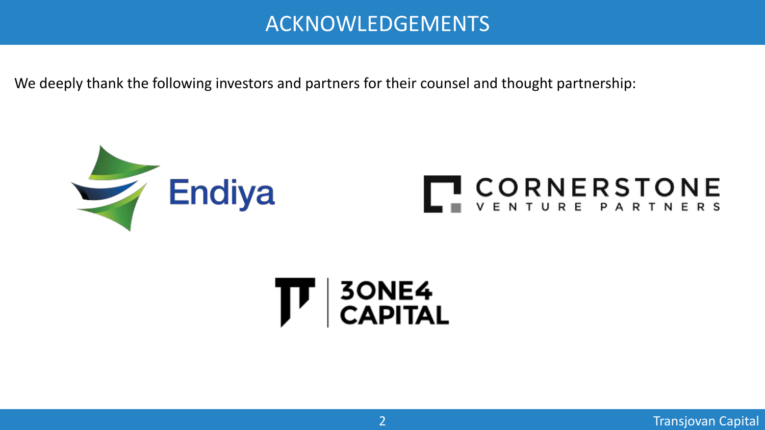# ACKNOWLEDGEMENTS

We deeply thank the following investors and partners for their counsel and thought partnership:

Endiya

CORNERSTONE VENTURE PARTNERS

3ONE4 CAPITAL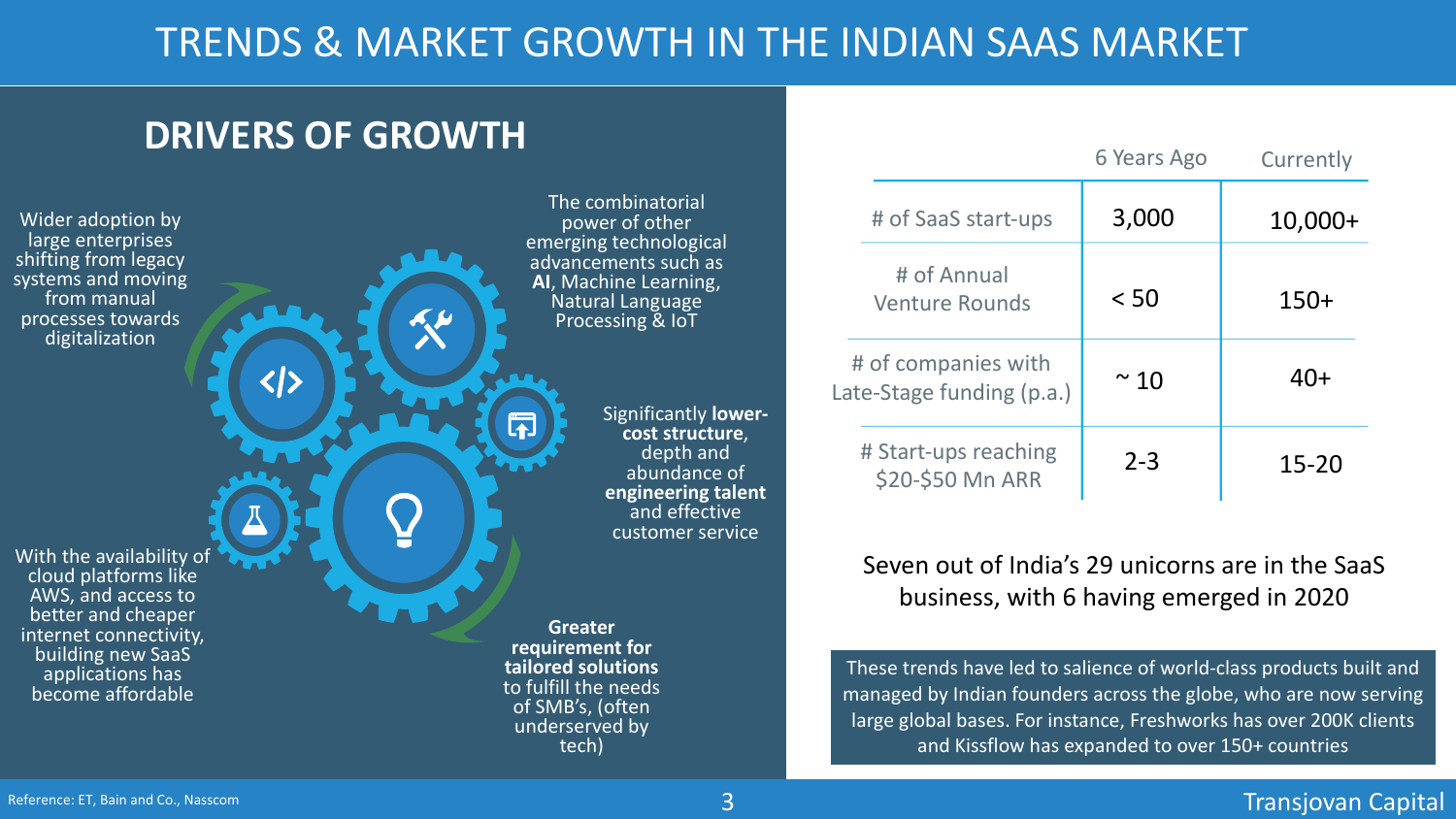# TRENDS & MARKET GROWTH IN THE INDIAN SAAS MARKET

## DRIVERS OF GROWTH

- Wider adoption by large enterprises shifting from legacy systems and moving from manual processes towards digitalization
- The combinatorial power of other emerging technological advancements such as **AI**, Machine Learning, Natural Language Processing & IoT
- Significantly **lower-cost structure**, depth and abundance of **engineering talent** and effective customer service
- **Greater requirement for tailored solutions** to fulfill the needs of SMB's, (often underserved by tech)
- With the availability of cloud platforms like AWS, and access to better and cheaper internet connectivity, building new SaaS applications has become affordable

| | 6 Years Ago | Currently |
|---|---|---|
| # of SaaS start-ups | 3,000 | 10,000+ |
| # of Annual Venture Rounds | < 50 | 150+ |
| # of companies with Late-Stage funding (p.a.) | ~ 10 | 40+ |
| # Start-ups reaching \$20-\$50 Mn ARR | 2-3 | 15-20 |

Seven out of India's 29 unicorns are in the SaaS business, with 6 having emerged in 2020

These trends have led to salience of world-class products built and managed by Indian founders across the globe, who are now serving large global bases. For instance, Freshworks has over 200K clients and Kissflow has expanded to over 150+ countries

Reference: ET, Bain and Co., Nasscom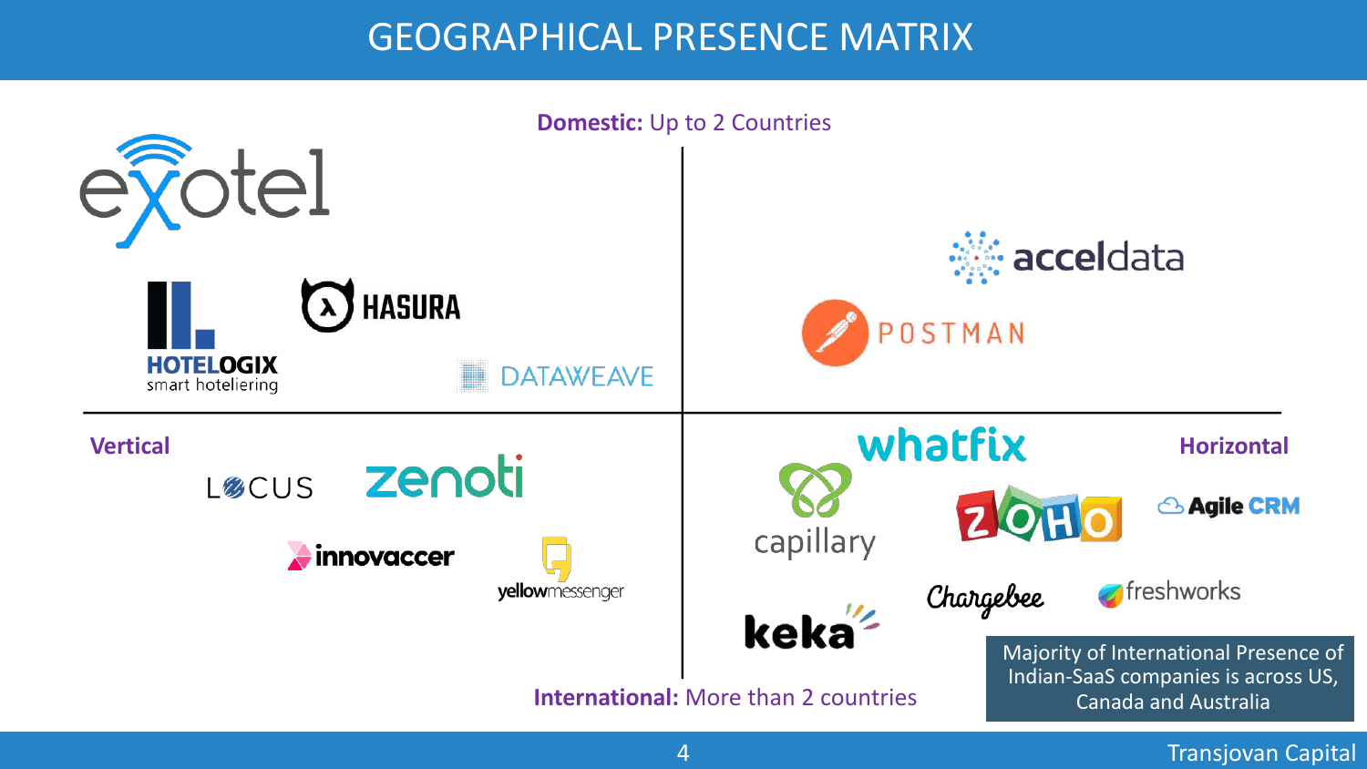# GEOGRAPHICAL PRESENCE MATRIX

**Domestic:** Up to 2 Countries

**International:** More than 2 countries

**Vertical** | **Horizontal**

| | Vertical | Horizontal |
|---|---|---|
| **Domestic** | Exotel, Hotelogix (smart hoteliering), Hasura, DataWeave | Acceldata, Postman |
| **International** | Locus, Zenoti, Innovaccer, Yellow Messenger | Whatfix, Capillary, Zoho, Agile CRM, Chargebee, Freshworks, Keka |

Majority of International Presence of Indian-SaaS companies is across US, Canada and Australia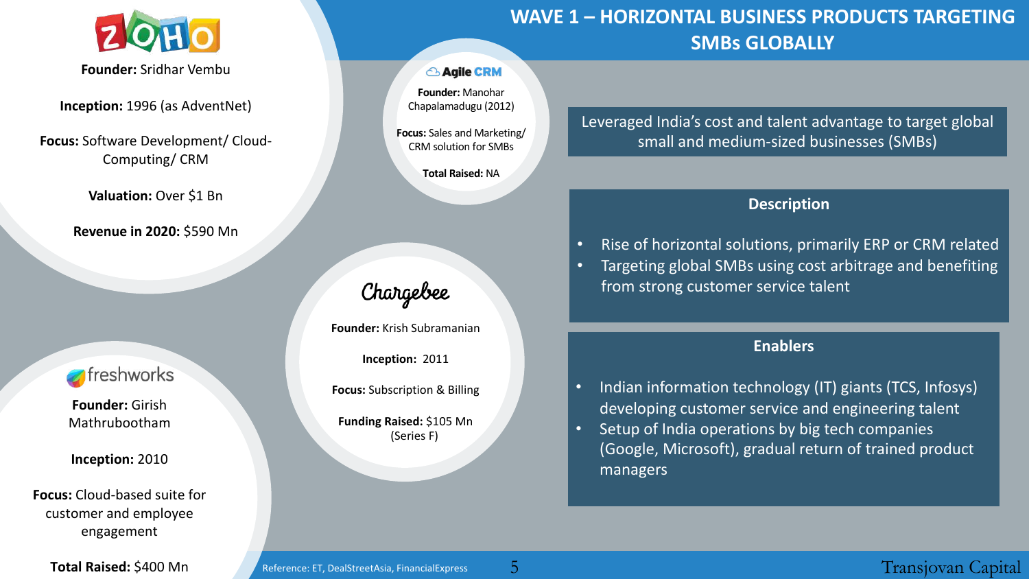# WAVE 1 – HORIZONTAL BUSINESS PRODUCTS TARGETING SMBs GLOBALLY

**ZOHO**

**Founder:** Sridhar Vembu

**Inception:** 1996 (as AdventNet)

**Focus:** Software Development/ Cloud-Computing/ CRM

**Valuation:** Over $1 Bn

**Revenue in 2020:** $590 Mn

**Agile CRM**

**Founder:** Manohar Chapalamadugu (2012)

**Focus:** Sales and Marketing/ CRM solution for SMBs

**Total Raised:** NA

**Chargebee**

**Founder:** Krish Subramanian

**Inception:** 2011

**Focus:** Subscription & Billing

**Funding Raised:** $105 Mn (Series F)

**freshworks**

**Founder:** Girish Mathrubootham

**Inception:** 2010

**Focus:** Cloud-based suite for customer and employee engagement

**Total Raised:** $400 Mn

Leveraged India's cost and talent advantage to target global small and medium-sized businesses (SMBs)

## Description

- Rise of horizontal solutions, primarily ERP or CRM related
- Targeting global SMBs using cost arbitrage and benefiting from strong customer service talent

## Enablers

- Indian information technology (IT) giants (TCS, Infosys) developing customer service and engineering talent
- Setup of India operations by big tech companies (Google, Microsoft), gradual return of trained product managers

Reference: ET, DealStreetAsia, FinancialExpress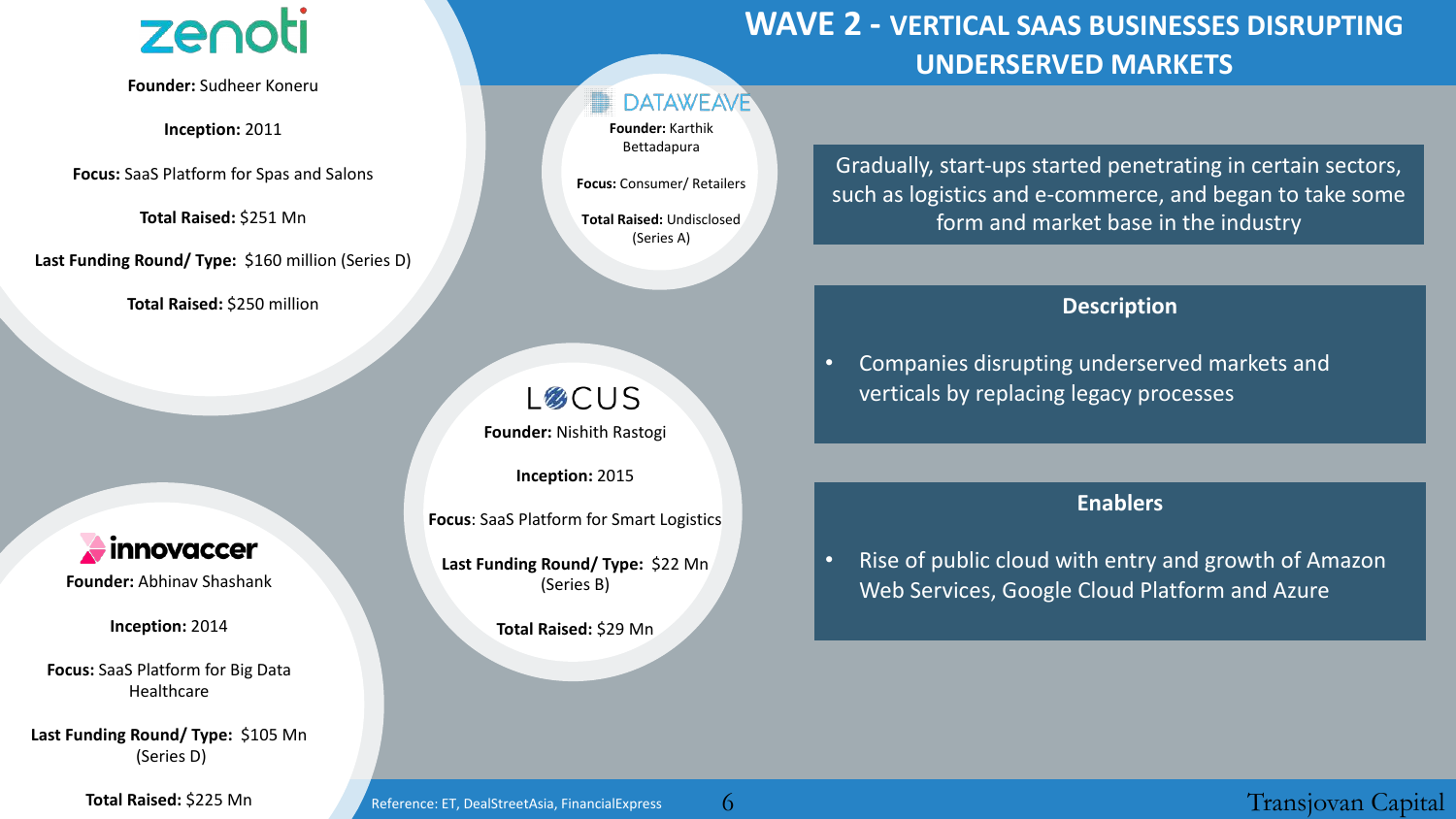# WAVE 2 - VERTICAL SAAS BUSINESSES DISRUPTING UNDERSERVED MARKETS

Gradually, start-ups started penetrating in certain sectors, such as logistics and e-commerce, and began to take some form and market base in the industry

## Description

- Companies disrupting underserved markets and verticals by replacing legacy processes

## Enablers

- Rise of public cloud with entry and growth of Amazon Web Services, Google Cloud Platform and Azure

### zenoti

**Founder:** Sudheer Koneru

**Inception:** 2011

**Focus:** SaaS Platform for Spas and Salons

**Total Raised:** $251 Mn

**Last Funding Round/ Type:** $160 million (Series D)

**Total Raised:** $250 million

### DATAWEAVE

**Founder:** Karthik Bettadapura

**Focus:** Consumer/ Retailers

**Total Raised:** Undisclosed (Series A)

### LOCUS

**Founder:** Nishith Rastogi

**Inception:** 2015

**Focus**: SaaS Platform for Smart Logistics

**Last Funding Round/ Type:** $22 Mn (Series B)

**Total Raised:** $29 Mn

### innovaccer

**Founder:** Abhinav Shashank

**Inception:** 2014

**Focus:** SaaS Platform for Big Data Healthcare

**Last Funding Round/ Type:** $105 Mn (Series D)

**Total Raised:** $225 Mn

Reference: ET, DealStreetAsia, FinancialExpress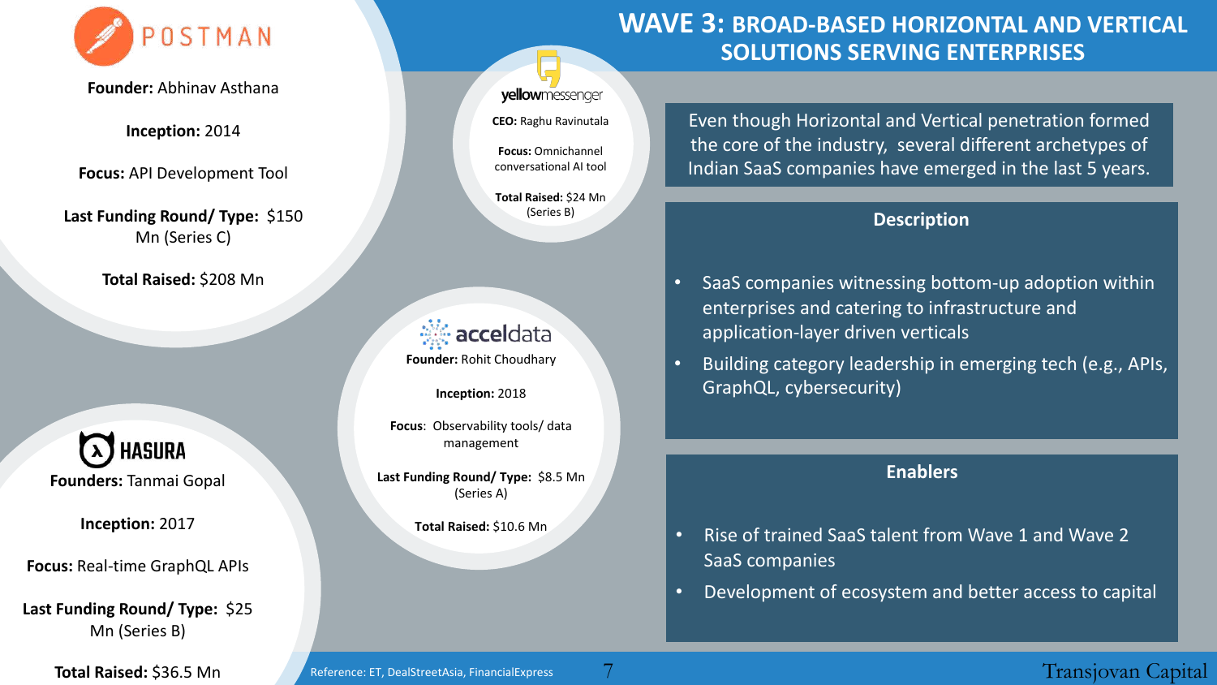# WAVE 3: BROAD-BASED HORIZONTAL AND VERTICAL SOLUTIONS SERVING ENTERPRISES

Even though Horizontal and Vertical penetration formed the core of the industry, several different archetypes of Indian SaaS companies have emerged in the last 5 years.

## Description

- SaaS companies witnessing bottom-up adoption within enterprises and catering to infrastructure and application-layer driven verticals
- Building category leadership in emerging tech (e.g., APIs, GraphQL, cybersecurity)

## Enablers

- Rise of trained SaaS talent from Wave 1 and Wave 2 SaaS companies
- Development of ecosystem and better access to capital

### POSTMAN

**Founder:** Abhinav Asthana

**Inception:** 2014

**Focus:** API Development Tool

**Last Funding Round/ Type:** $150 Mn (Series C)

**Total Raised:** $208 Mn

### yellowmessenger

**CEO:** Raghu Ravinutala

**Focus:** Omnichannel conversational AI tool

**Total Raised:** $24 Mn (Series B)

### acceldata

**Founder:** Rohit Choudhary

**Inception:** 2018

**Focus**: Observability tools/ data management

**Last Funding Round/ Type:** $8.5 Mn (Series A)

**Total Raised:** $10.6 Mn

### HASURA

**Founders:** Tanmai Gopal

**Inception:** 2017

**Focus:** Real-time GraphQL APIs

**Last Funding Round/ Type:** $25 Mn (Series B)

**Total Raised:** $36.5 Mn

Reference: ET, DealStreetAsia, FinancialExpress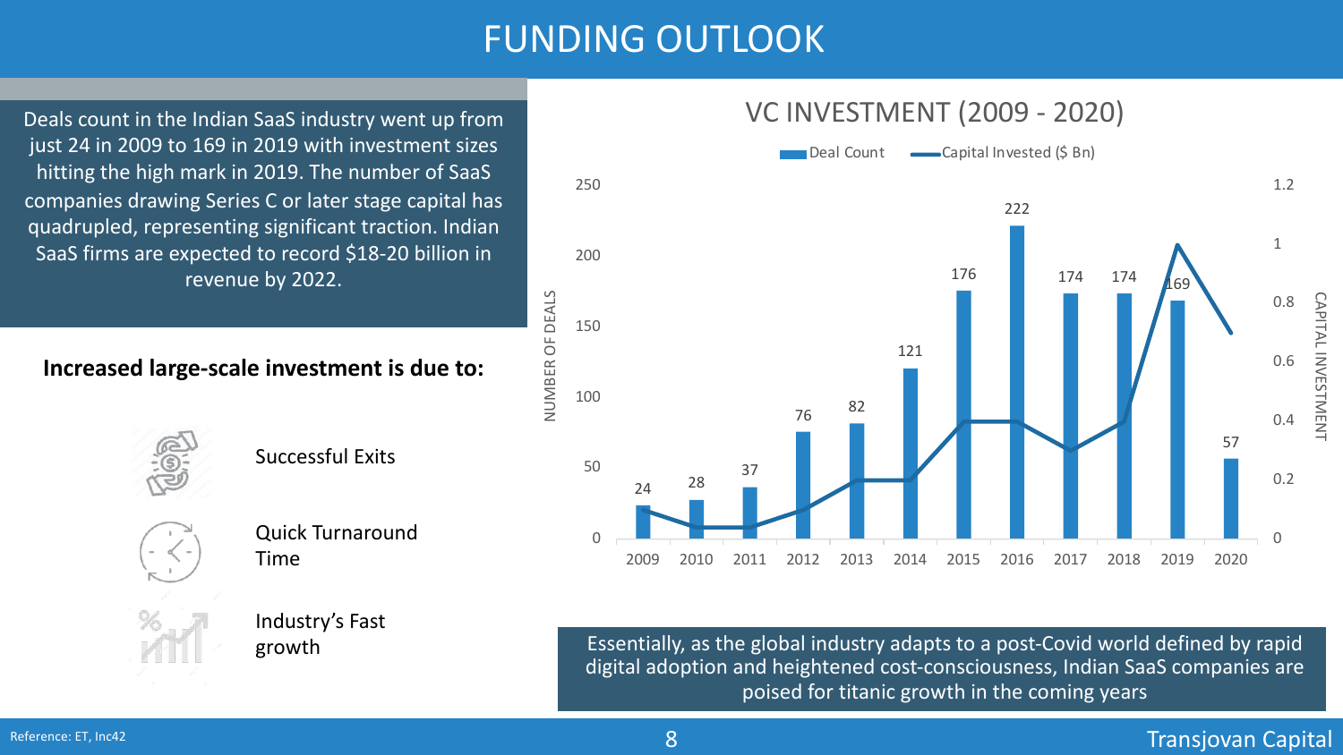# FUNDING OUTLOOK

Deals count in the Indian SaaS industry went up from just 24 in 2009 to 169 in 2019 with investment sizes hitting the high mark in 2019. The number of SaaS companies drawing Series C or later stage capital has quadrupled, representing significant traction. Indian SaaS firms are expected to record $18-20 billion in revenue by 2022.

**Increased large-scale investment is due to:**

- Successful Exits
- Quick Turnaround Time
- Industry's Fast growth

## VC INVESTMENT (2009 - 2020)

| Year | Deal Count | Capital Invested ($ Bn) |
|---|---|---|
| 2009 | 24 | 0.1 |
| 2010 | 28 | 0.04 |
| 2011 | 37 | 0.04 |
| 2012 | 76 | 0.1 |
| 2013 | 82 | 0.2 |
| 2014 | 121 | 0.2 |
| 2015 | 176 | 0.4 |
| 2016 | 222 | 0.4 |
| 2017 | 174 | 0.3 |
| 2018 | 174 | 0.4 |
| 2019 | 169 | 1 |
| 2020 | 57 | 0.7 |

Essentially, as the global industry adapts to a post-Covid world defined by rapid digital adoption and heightened cost-consciousness, Indian SaaS companies are poised for titanic growth in the coming years

Reference: ET, Inc42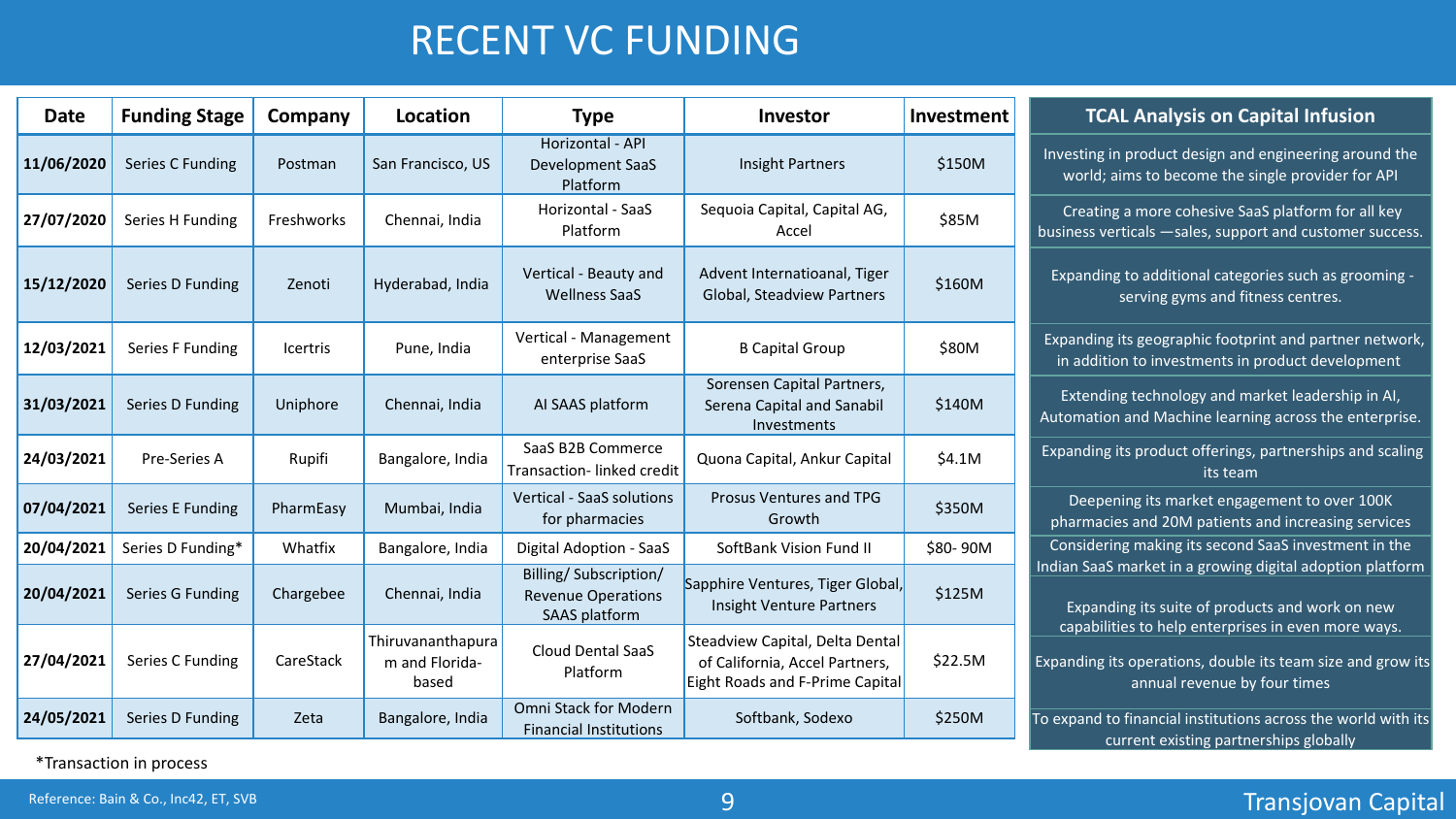# RECENT VC FUNDING

| Date | Funding Stage | Company | Location | Type | Investor | Investment | TCAL Analysis on Capital Infusion |
|---|---|---|---|---|---|---|---|
| 11/06/2020 | Series C Funding | Postman | San Francisco, US | Horizontal - API Development SaaS Platform | Insight Partners | \$150M | Investing in product design and engineering around the world; aims to become the single provider for API |
| 27/07/2020 | Series H Funding | Freshworks | Chennai, India | Horizontal - SaaS Platform | Sequoia Capital, Capital AG, Accel | \$85M | Creating a more cohesive SaaS platform for all key business verticals —sales, support and customer success. |
| 15/12/2020 | Series D Funding | Zenoti | Hyderabad, India | Vertical - Beauty and Wellness SaaS | Advent Internatioanal, Tiger Global, Steadview Partners | \$160M | Expanding to additional categories such as grooming - serving gyms and fitness centres. |
| 12/03/2021 | Series F Funding | Icertris | Pune, India | Vertical - Management enterprise SaaS | B Capital Group | \$80M | Expanding its geographic footprint and partner network, in addition to investments in product development |
| 31/03/2021 | Series D Funding | Uniphore | Chennai, India | AI SAAS platform | Sorensen Capital Partners, Serena Capital and Sanabil Investments | \$140M | Extending technology and market leadership in AI, Automation and Machine learning across the enterprise. |
| 24/03/2021 | Pre-Series A | Rupifi | Bangalore, India | SaaS B2B Commerce Transaction- linked credit | Quona Capital, Ankur Capital | \$4.1M | Expanding its product offerings, partnerships and scaling its team |
| 07/04/2021 | Series E Funding | PharmEasy | Mumbai, India | Vertical - SaaS solutions for pharmacies | Prosus Ventures and TPG Growth | \$350M | Deepening its market engagement to over 100K pharmacies and 20M patients and increasing services |
| 20/04/2021 | Series D Funding* | Whatfix | Bangalore, India | Digital Adoption - SaaS | SoftBank Vision Fund II | \$80- 90M | Considering making its second SaaS investment in the Indian SaaS market in a growing digital adoption platform |
| 20/04/2021 | Series G Funding | Chargebee | Chennai, India | Billing/ Subscription/ Revenue Operations SAAS platform | Sapphire Ventures, Tiger Global, Insight Venture Partners | \$125M | Expanding its suite of products and work on new capabilities to help enterprises in even more ways. |
| 27/04/2021 | Series C Funding | CareStack | Thiruvananthapuram and Florida-based | Cloud Dental SaaS Platform | Steadview Capital, Delta Dental of California, Accel Partners, Eight Roads and F-Prime Capital | \$22.5M | Expanding its operations, double its team size and grow its annual revenue by four times |
| 24/05/2021 | Series D Funding | Zeta | Bangalore, India | Omni Stack for Modern Financial Institutions | Softbank, Sodexo | \$250M | To expand to financial institutions across the world with its current existing partnerships globally |

*Transaction in process

Reference: Bain & Co., Inc42, ET, SVB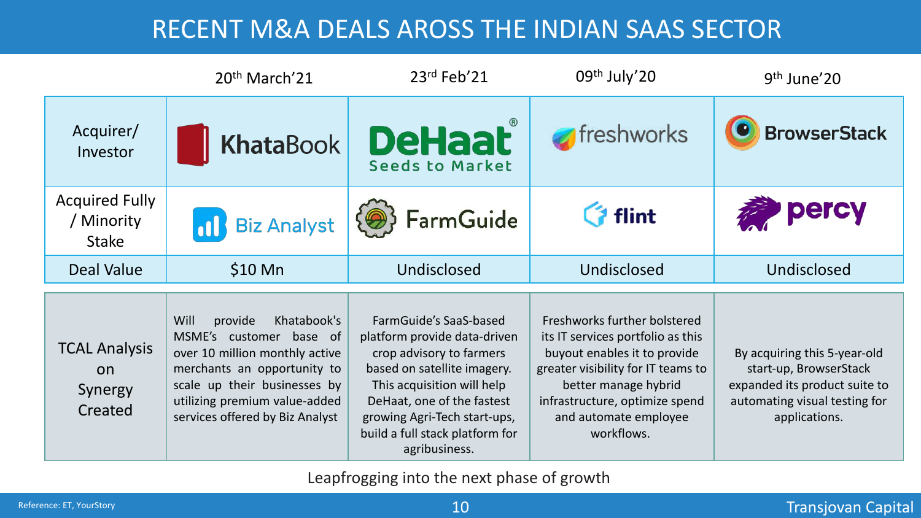# RECENT M&A DEALS AROSS THE INDIAN SAAS SECTOR

| | 20th March'21 | 23rd Feb'21 | 09th July'20 | 9th June'20 |
|---|---|---|---|---|
| Acquirer/ Investor | KhataBook | DeHaat Seeds to Market | freshworks | BrowserStack |
| Acquired Fully / Minority Stake | Biz Analyst | FarmGuide | flint | percy |
| Deal Value | $10 Mn | Undisclosed | Undisclosed | Undisclosed |
| TCAL Analysis on Synergy Created | Will provide Khatabook's MSME's customer base of over 10 million monthly active merchants an opportunity to scale up their businesses by utilizing premium value-added services offered by Biz Analyst | FarmGuide's SaaS-based platform provide data-driven crop advisory to farmers based on satellite imagery. This acquisition will help DeHaat, one of the fastest growing Agri-Tech start-ups, build a full stack platform for agribusiness. | Freshworks further bolstered its IT services portfolio as this buyout enables it to provide greater visibility for IT teams to better manage hybrid infrastructure, optimize spend and automate employee workflows. | By acquiring this 5-year-old start-up, BrowserStack expanded its product suite to automating visual testing for applications. |

Leapfrogging into the next phase of growth

Reference: ET, YourStory

Transjovan Capital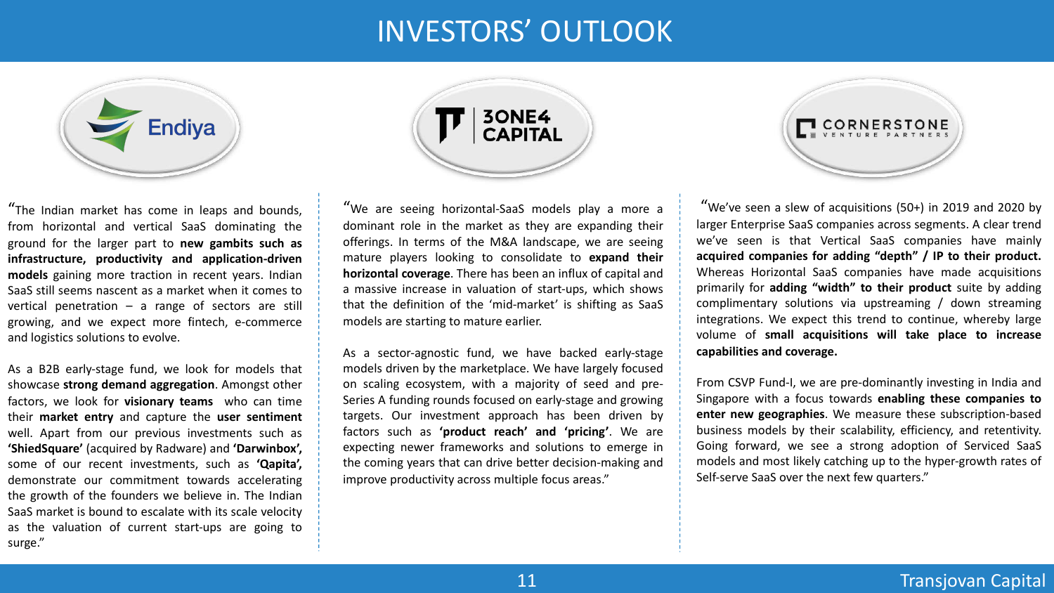# INVESTORS' OUTLOOK

## Endiya

"The Indian market has come in leaps and bounds, from horizontal and vertical SaaS dominating the ground for the larger part to **new gambits such as infrastructure, productivity and application-driven models** gaining more traction in recent years. Indian SaaS still seems nascent as a market when it comes to vertical penetration – a range of sectors are still growing, and we expect more fintech, e-commerce and logistics solutions to evolve.

As a B2B early-stage fund, we look for models that showcase **strong demand aggregation**. Amongst other factors, we look for **visionary teams** who can time their **market entry** and capture the **user sentiment** well. Apart from our previous investments such as **'ShiedSquare'** (acquired by Radware) and **'Darwinbox',** some of our recent investments, such as **'Qapita',** demonstrate our commitment towards accelerating the growth of the founders we believe in. The Indian SaaS market is bound to escalate with its scale velocity as the valuation of current start-ups are going to surge."

## 3ONE4 CAPITAL

"We are seeing horizontal-SaaS models play a more a dominant role in the market as they are expanding their offerings. In terms of the M&A landscape, we are seeing mature players looking to consolidate to **expand their horizontal coverage**. There has been an influx of capital and a massive increase in valuation of start-ups, which shows that the definition of the 'mid-market' is shifting as SaaS models are starting to mature earlier.

As a sector-agnostic fund, we have backed early-stage models driven by the marketplace. We have largely focused on scaling ecosystem, with a majority of seed and pre-Series A funding rounds focused on early-stage and growing targets. Our investment approach has been driven by factors such as **'product reach' and 'pricing'**. We are expecting newer frameworks and solutions to emerge in the coming years that can drive better decision-making and improve productivity across multiple focus areas."

## CORNERSTONE VENTURE PARTNERS

"We've seen a slew of acquisitions (50+) in 2019 and 2020 by larger Enterprise SaaS companies across segments. A clear trend we've seen is that Vertical SaaS companies have mainly **acquired companies for adding "depth" / IP to their product.** Whereas Horizontal SaaS companies have made acquisitions primarily for **adding "width" to their product** suite by adding complimentary solutions via upstreaming / down streaming integrations. We expect this trend to continue, whereby large volume of **small acquisitions will take place to increase capabilities and coverage.**

From CSVP Fund-I, we are pre-dominantly investing in India and Singapore with a focus towards **enabling these companies to enter new geographies**. We measure these subscription-based business models by their scalability, efficiency, and retentivity. Going forward, we see a strong adoption of Serviced SaaS models and most likely catching up to the hyper-growth rates of Self-serve SaaS over the next few quarters."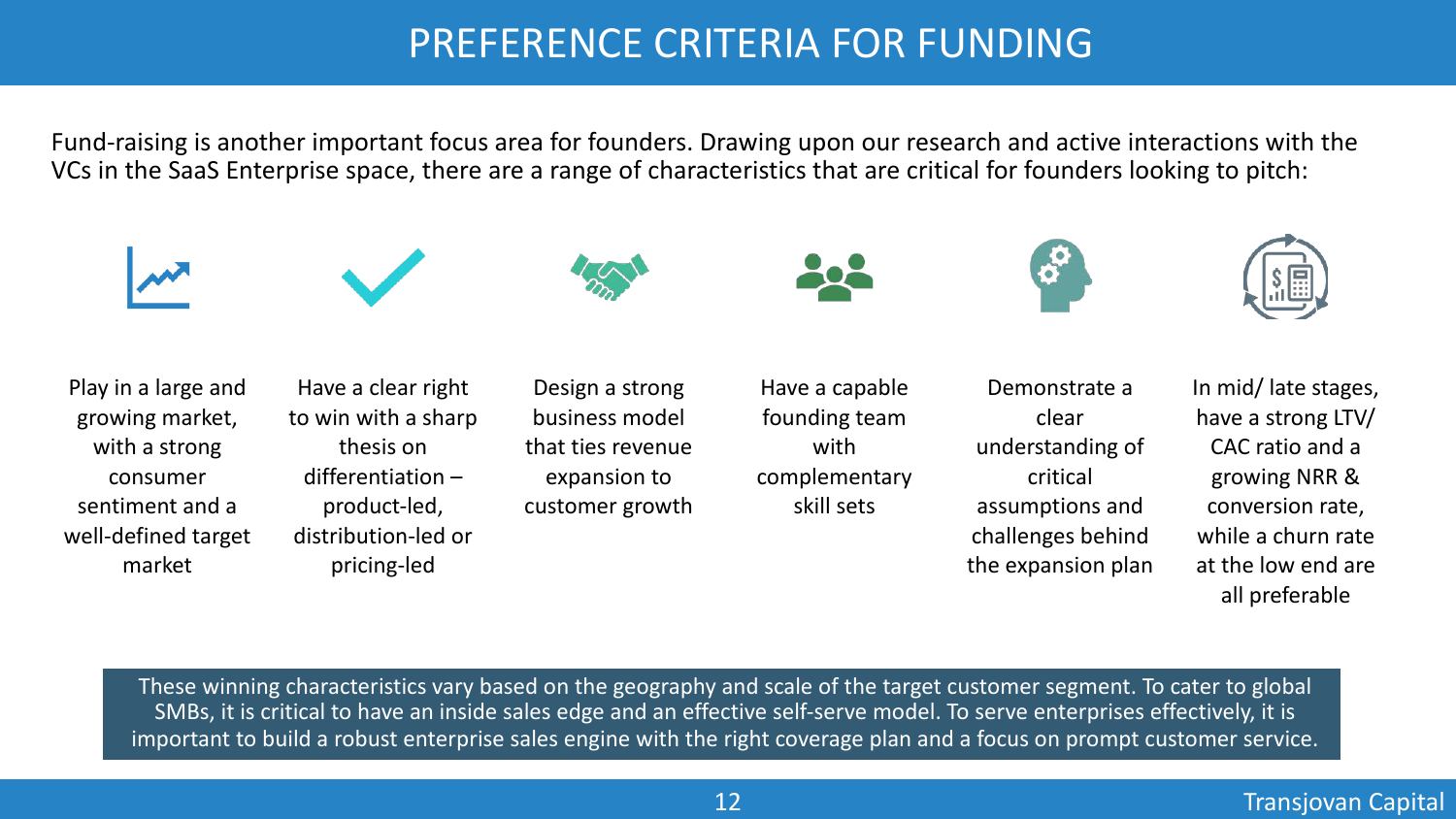# PREFERENCE CRITERIA FOR FUNDING

Fund-raising is another important focus area for founders. Drawing upon our research and active interactions with the VCs in the SaaS Enterprise space, there are a range of characteristics that are critical for founders looking to pitch:

- Play in a large and growing market, with a strong consumer sentiment and a well-defined target market
- Have a clear right to win with a sharp thesis on differentiation – product-led, distribution-led or pricing-led
- Design a strong business model that ties revenue expansion to customer growth
- Have a capable founding team with complementary skill sets
- Demonstrate a clear understanding of critical assumptions and challenges behind the expansion plan
- In mid/ late stages, have a strong LTV/ CAC ratio and a growing NRR & conversion rate, while a churn rate at the low end are all preferable

These winning characteristics vary based on the geography and scale of the target customer segment. To cater to global SMBs, it is critical to have an inside sales edge and an effective self-serve model. To serve enterprises effectively, it is important to build a robust enterprise sales engine with the right coverage plan and a focus on prompt customer service.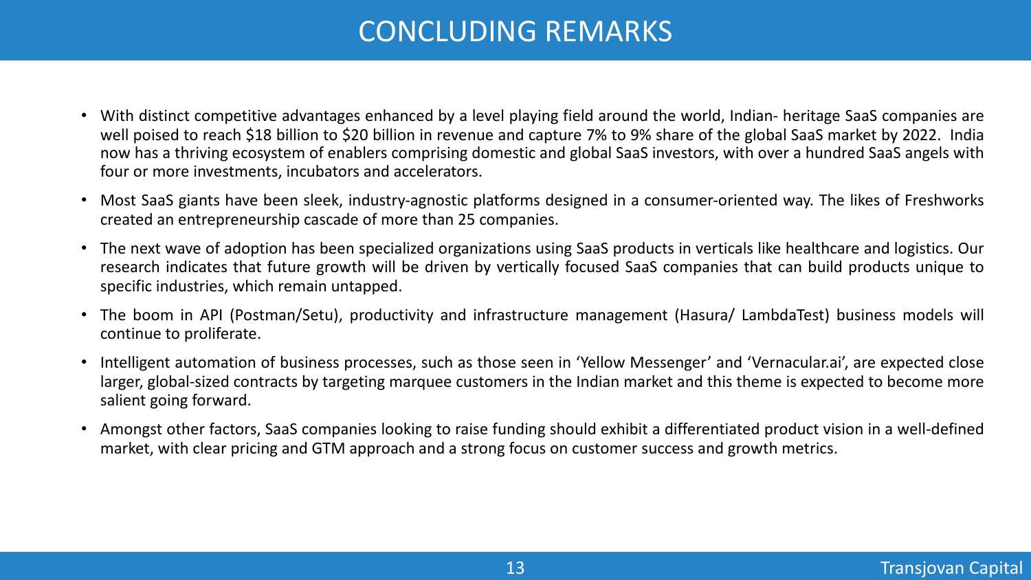# CONCLUDING REMARKS

- With distinct competitive advantages enhanced by a level playing field around the world, Indian- heritage SaaS companies are well poised to reach $18 billion to $20 billion in revenue and capture 7% to 9% share of the global SaaS market by 2022. India now has a thriving ecosystem of enablers comprising domestic and global SaaS investors, with over a hundred SaaS angels with four or more investments, incubators and accelerators.
- Most SaaS giants have been sleek, industry-agnostic platforms designed in a consumer-oriented way. The likes of Freshworks created an entrepreneurship cascade of more than 25 companies.
- The next wave of adoption has been specialized organizations using SaaS products in verticals like healthcare and logistics. Our research indicates that future growth will be driven by vertically focused SaaS companies that can build products unique to specific industries, which remain untapped.
- The boom in API (Postman/Setu), productivity and infrastructure management (Hasura/ LambdaTest) business models will continue to proliferate.
- Intelligent automation of business processes, such as those seen in 'Yellow Messenger' and 'Vernacular.ai', are expected close larger, global-sized contracts by targeting marquee customers in the Indian market and this theme is expected to become more salient going forward.
- Amongst other factors, SaaS companies looking to raise funding should exhibit a differentiated product vision in a well-defined market, with clear pricing and GTM approach and a strong focus on customer success and growth metrics.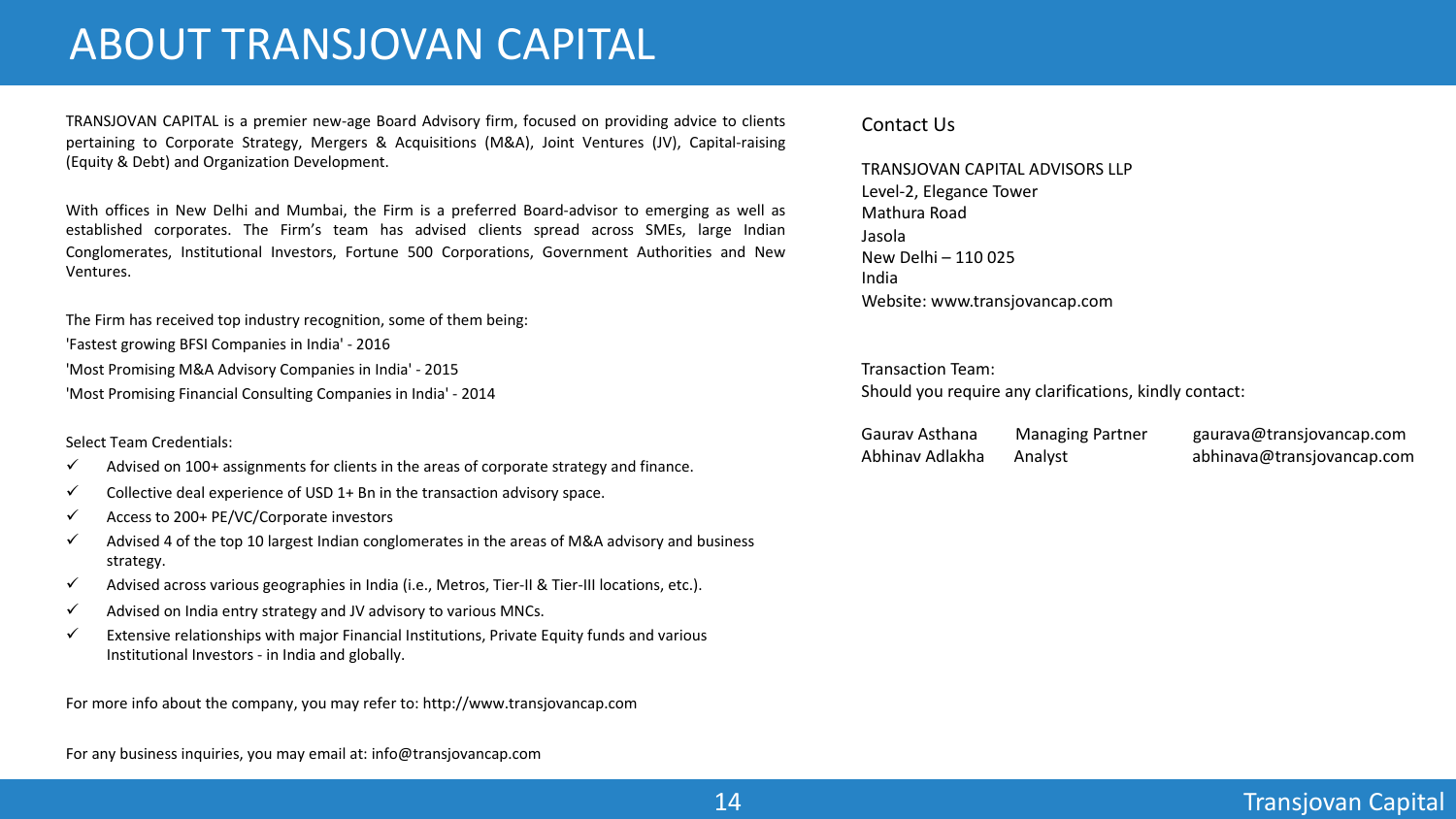# ABOUT TRANSJOVAN CAPITAL

TRANSJOVAN CAPITAL is a premier new-age Board Advisory firm, focused on providing advice to clients pertaining to Corporate Strategy, Mergers & Acquisitions (M&A), Joint Ventures (JV), Capital-raising (Equity & Debt) and Organization Development.

With offices in New Delhi and Mumbai, the Firm is a preferred Board-advisor to emerging as well as established corporates. The Firm's team has advised clients spread across SMEs, large Indian Conglomerates, Institutional Investors, Fortune 500 Corporations, Government Authorities and New Ventures.

The Firm has received top industry recognition, some of them being:

'Fastest growing BFSI Companies in India' - 2016

'Most Promising M&A Advisory Companies in India' - 2015

'Most Promising Financial Consulting Companies in India' - 2014

Select Team Credentials:

- ✓ Advised on 100+ assignments for clients in the areas of corporate strategy and finance.
- ✓ Collective deal experience of USD 1+ Bn in the transaction advisory space.
- ✓ Access to 200+ PE/VC/Corporate investors
- ✓ Advised 4 of the top 10 largest Indian conglomerates in the areas of M&A advisory and business strategy.
- ✓ Advised across various geographies in India (i.e., Metros, Tier-II & Tier-III locations, etc.).
- ✓ Advised on India entry strategy and JV advisory to various MNCs.
- ✓ Extensive relationships with major Financial Institutions, Private Equity funds and various Institutional Investors - in India and globally.

For more info about the company, you may refer to: http://www.transjovancap.com

For any business inquiries, you may email at: info@transjovancap.com

## Contact Us

TRANSJOVAN CAPITAL ADVISORS LLP
Level-2, Elegance Tower
Mathura Road
Jasola
New Delhi – 110 025
India
Website: www.transjovancap.com

Transaction Team:
Should you require any clarifications, kindly contact:

| | | |
|---|---|---|
| Gaurav Asthana | Managing Partner | gaurava@transjovancap.com |
| Abhinav Adlakha | Analyst | abhinava@transjovancap.com |